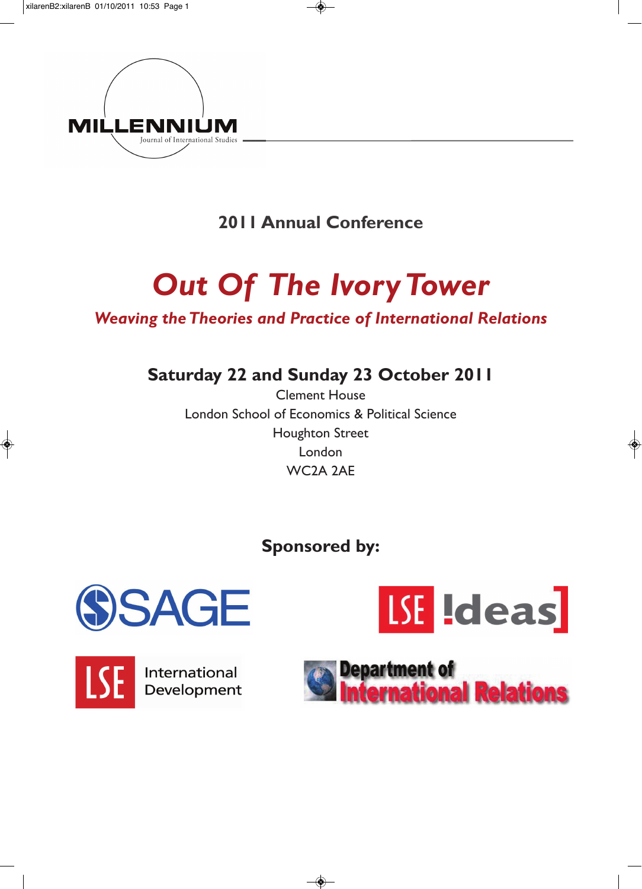MILLENNIUM

Journal of International Studies

## 2011 Annual Conference

# *Out Of The Ivory Tower*

## *Weaving the Theories and Practice of International Relations*

**Saturday 22 and Sunday 23 October 2011**

Clement House
London School of Economics & Political Science
Houghton Street
London
WC2A 2AE

**Sponsored by:**

SAGE

LSE Ideas

LSE International Development

Department of International Relations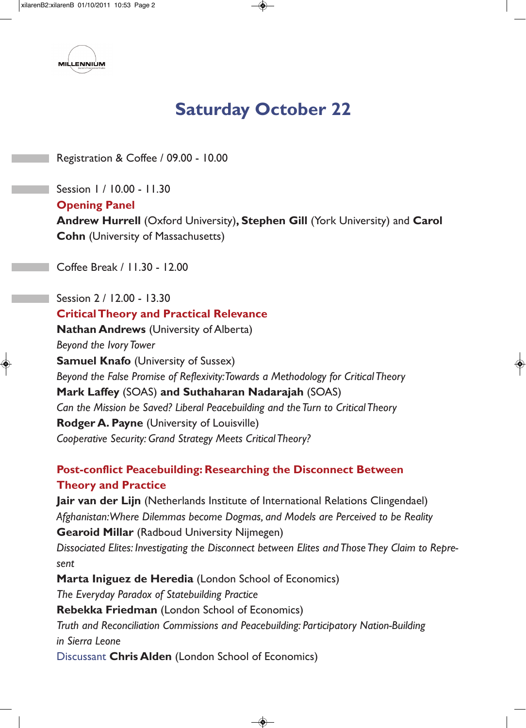# Saturday October 22

Registration & Coffee / 09.00 - 10.00

Session 1 / 10.00 - 11.30

**Opening Panel**

**Andrew Hurrell** (Oxford University), **Stephen Gill** (York University) and **Carol Cohn** (University of Massachusetts)

Coffee Break / 11.30 - 12.00

Session 2 / 12.00 - 13.30

**Critical Theory and Practical Relevance**

**Nathan Andrews** (University of Alberta)
*Beyond the Ivory Tower*

**Samuel Knafo** (University of Sussex)
*Beyond the False Promise of Reflexivity: Towards a Methodology for Critical Theory*

**Mark Laffey** (SOAS) **and Suthaharan Nadarajah** (SOAS)
*Can the Mission be Saved? Liberal Peacebuilding and the Turn to Critical Theory*

**Rodger A. Payne** (University of Louisville)
*Cooperative Security: Grand Strategy Meets Critical Theory?*

**Post-conflict Peacebuilding: Researching the Disconnect Between Theory and Practice**

**Jair van der Lijn** (Netherlands Institute of International Relations Clingendael)
*Afghanistan: Where Dilemmas become Dogmas, and Models are Perceived to be Reality*

**Gearoid Millar** (Radboud University Nijmegen)
*Dissociated Elites: Investigating the Disconnect between Elites and Those They Claim to Represent*

**Marta Iniguez de Heredia** (London School of Economics)
*The Everyday Paradox of Statebuilding Practice*

**Rebekka Friedman** (London School of Economics)
*Truth and Reconciliation Commissions and Peacebuilding: Participatory Nation-Building in Sierra Leone*

Discussant **Chris Alden** (London School of Economics)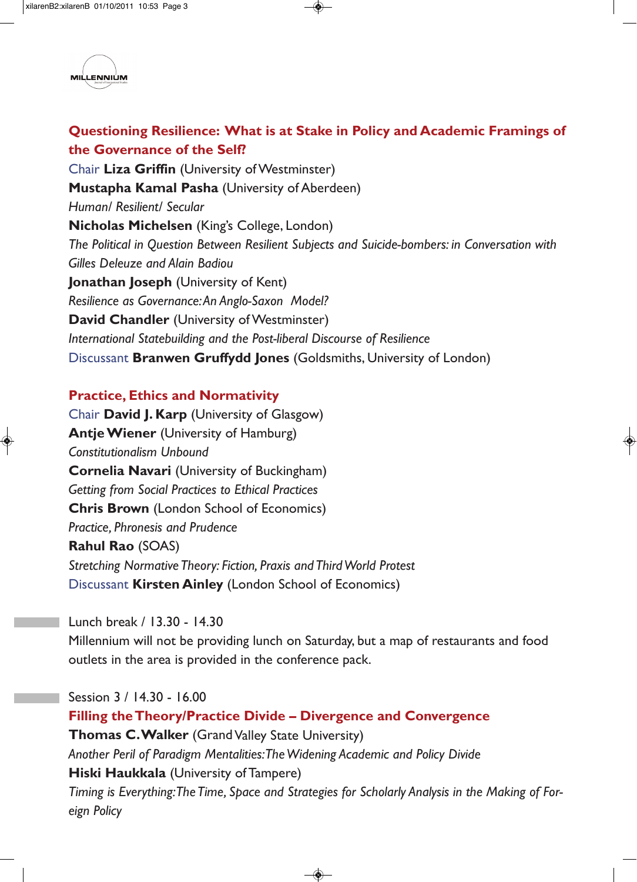## Questioning Resilience: What is at Stake in Policy and Academic Framings of the Governance of the Self?

Chair **Liza Griffin** (University of Westminster)

**Mustapha Kamal Pasha** (University of Aberdeen)

*Human/ Resilient/ Secular*

**Nicholas Michelsen** (King's College, London)

*The Political in Question Between Resilient Subjects and Suicide-bombers: in Conversation with Gilles Deleuze and Alain Badiou*

**Jonathan Joseph** (University of Kent)

*Resilience as Governance: An Anglo-Saxon Model?*

**David Chandler** (University of Westminster)

*International Statebuilding and the Post-liberal Discourse of Resilience*

Discussant **Branwen Gruffydd Jones** (Goldsmiths, University of London)

## Practice, Ethics and Normativity

Chair **David J. Karp** (University of Glasgow)

**Antje Wiener** (University of Hamburg)

*Constitutionalism Unbound*

**Cornelia Navari** (University of Buckingham)

*Getting from Social Practices to Ethical Practices*

**Chris Brown** (London School of Economics)

*Practice, Phronesis and Prudence*

**Rahul Rao** (SOAS)

*Stretching Normative Theory: Fiction, Praxis and Third World Protest*

Discussant **Kirsten Ainley** (London School of Economics)

Lunch break / 13.30 - 14.30

Millennium will not be providing lunch on Saturday, but a map of restaurants and food outlets in the area is provided in the conference pack.

Session 3 / 14.30 - 16.00

## Filling the Theory/Practice Divide – Divergence and Convergence

**Thomas C. Walker** (Grand Valley State University)

*Another Peril of Paradigm Mentalities: The Widening Academic and Policy Divide*

**Hiski Haukkala** (University of Tampere)

*Timing is Everything: The Time, Space and Strategies for Scholarly Analysis in the Making of Foreign Policy*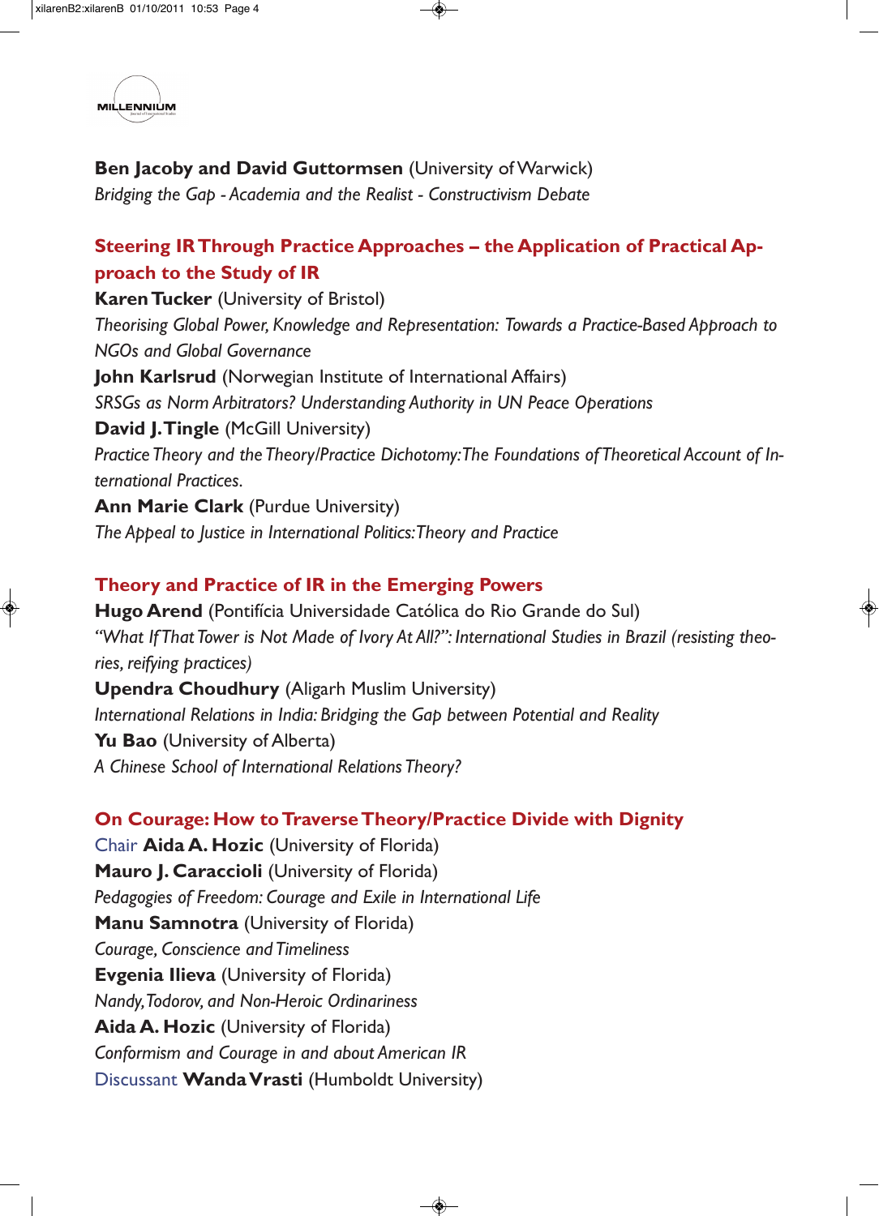**Ben Jacoby and David Guttormsen** (University of Warwick)
*Bridging the Gap - Academia and the Realist - Constructivism Debate*

## Steering IR Through Practice Approaches – the Application of Practical Approach to the Study of IR

**Karen Tucker** (University of Bristol)
*Theorising Global Power, Knowledge and Representation: Towards a Practice-Based Approach to NGOs and Global Governance*
**John Karlsrud** (Norwegian Institute of International Affairs)
*SRSGs as Norm Arbitrators? Understanding Authority in UN Peace Operations*
**David J. Tingle** (McGill University)
*Practice Theory and the Theory/Practice Dichotomy: The Foundations of Theoretical Account of International Practices.*
**Ann Marie Clark** (Purdue University)
*The Appeal to Justice in International Politics: Theory and Practice*

## Theory and Practice of IR in the Emerging Powers

**Hugo Arend** (Pontifícia Universidade Católica do Rio Grande do Sul)
*"What If That Tower is Not Made of Ivory At All?": International Studies in Brazil (resisting theories, reifying practices)*
**Upendra Choudhury** (Aligarh Muslim University)
*International Relations in India: Bridging the Gap between Potential and Reality*
**Yu Bao** (University of Alberta)
*A Chinese School of International Relations Theory?*

## On Courage: How to Traverse Theory/Practice Divide with Dignity

Chair **Aida A. Hozic** (University of Florida)
**Mauro J. Caraccioli** (University of Florida)
*Pedagogies of Freedom: Courage and Exile in International Life*
**Manu Samnotra** (University of Florida)
*Courage, Conscience and Timeliness*
**Evgenia Ilieva** (University of Florida)
*Nandy, Todorov, and Non-Heroic Ordinariness*
**Aida A. Hozic** (University of Florida)
*Conformism and Courage in and about American IR*
Discussant **Wanda Vrasti** (Humboldt University)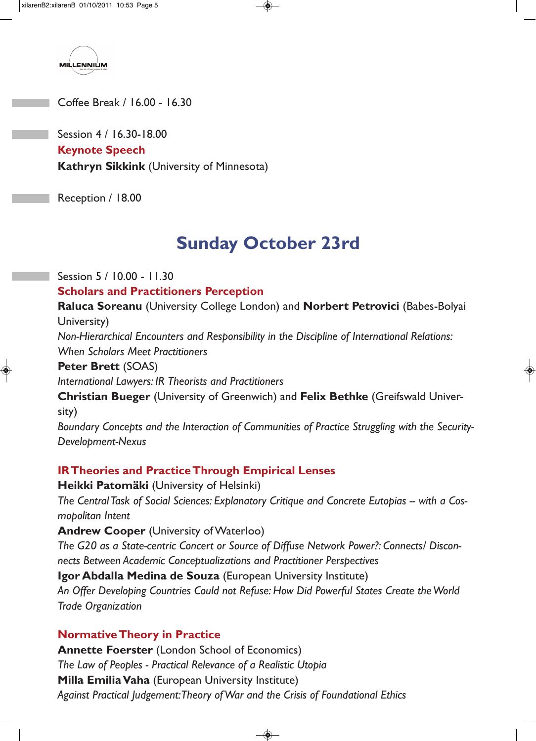Coffee Break / 16.00 - 16.30

Session 4 / 16.30-18.00

**Keynote Speech**

**Kathryn Sikkink** (University of Minnesota)

Reception / 18.00

## Sunday October 23rd

Session 5 / 10.00 - 11.30

**Scholars and Practitioners Perception**

**Raluca Soreanu** (University College London) and **Norbert Petrovici** (Babes-Bolyai University)

*Non-Hierarchical Encounters and Responsibility in the Discipline of International Relations: When Scholars Meet Practitioners*

**Peter Brett** (SOAS)

*International Lawyers: IR Theorists and Practitioners*

**Christian Bueger** (University of Greenwich) and **Felix Bethke** (Greifswald University)

*Boundary Concepts and the Interaction of Communities of Practice Struggling with the Security-Development-Nexus*

**IR Theories and Practice Through Empirical Lenses**

**Heikki Patomäki** (University of Helsinki)

*The Central Task of Social Sciences: Explanatory Critique and Concrete Eutopias – with a Cosmopolitan Intent*

**Andrew Cooper** (University of Waterloo)

*The G20 as a State-centric Concert or Source of Diffuse Network Power?: Connects/ Disconnects Between Academic Conceptualizations and Practitioner Perspectives*

**Igor Abdalla Medina de Souza** (European University Institute)

*An Offer Developing Countries Could not Refuse: How Did Powerful States Create the World Trade Organization*

**Normative Theory in Practice**

**Annette Foerster** (London School of Economics)

*The Law of Peoples - Practical Relevance of a Realistic Utopia*

**Milla Emilia Vaha** (European University Institute)

*Against Practical Judgement: Theory of War and the Crisis of Foundational Ethics*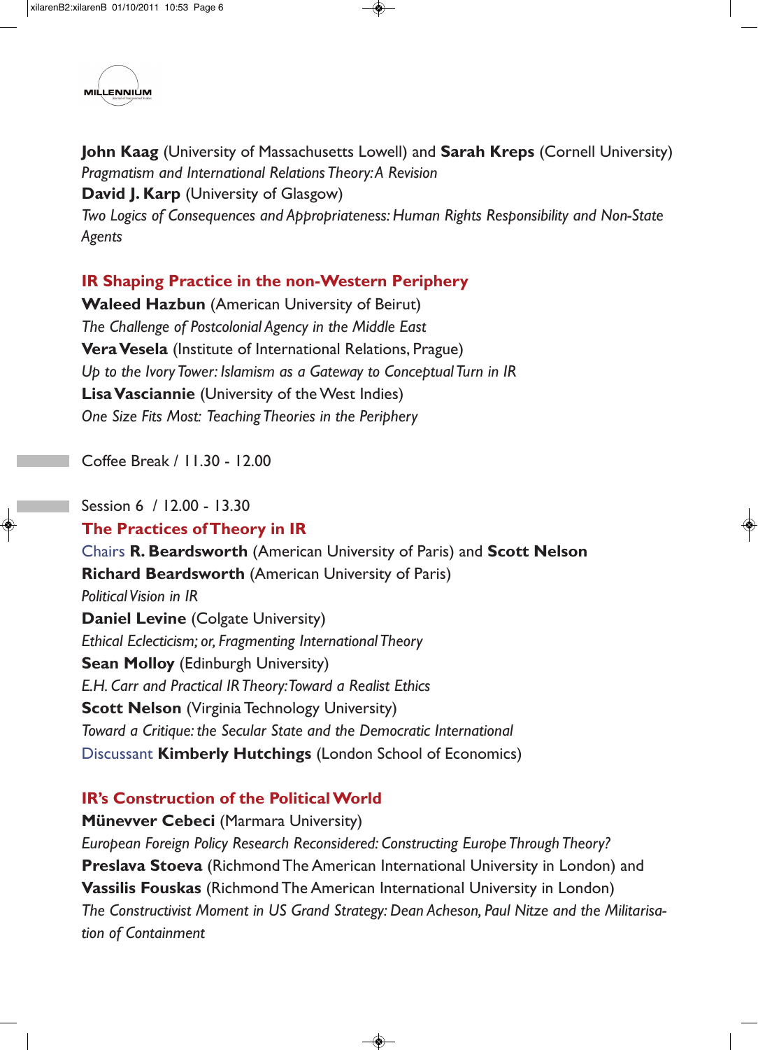**John Kaag** (University of Massachusetts Lowell) and **Sarah Kreps** (Cornell University)
*Pragmatism and International Relations Theory: A Revision*
**David J. Karp** (University of Glasgow)
*Two Logics of Consequences and Appropriateness: Human Rights Responsibility and Non-State Agents*

## IR Shaping Practice in the non-Western Periphery

**Waleed Hazbun** (American University of Beirut)
*The Challenge of Postcolonial Agency in the Middle East*
**Vera Vesela** (Institute of International Relations, Prague)
*Up to the Ivory Tower: Islamism as a Gateway to Conceptual Turn in IR*
**Lisa Vasciannie** (University of the West Indies)
*One Size Fits Most: Teaching Theories in the Periphery*

Coffee Break / 11.30 - 12.00

Session 6 / 12.00 - 13.30

## The Practices of Theory in IR

Chairs **R. Beardsworth** (American University of Paris) and **Scott Nelson**
**Richard Beardsworth** (American University of Paris)
*Political Vision in IR*
**Daniel Levine** (Colgate University)
*Ethical Eclecticism; or, Fragmenting International Theory*
**Sean Molloy** (Edinburgh University)
*E.H. Carr and Practical IR Theory: Toward a Realist Ethics*
**Scott Nelson** (Virginia Technology University)
*Toward a Critique: the Secular State and the Democratic International*
Discussant **Kimberly Hutchings** (London School of Economics)

## IR's Construction of the Political World

**Münevver Cebeci** (Marmara University)
*European Foreign Policy Research Reconsidered: Constructing Europe Through Theory?*
**Preslava Stoeva** (Richmond The American International University in London) and **Vassilis Fouskas** (Richmond The American International University in London)
*The Constructivist Moment in US Grand Strategy: Dean Acheson, Paul Nitze and the Militarisation of Containment*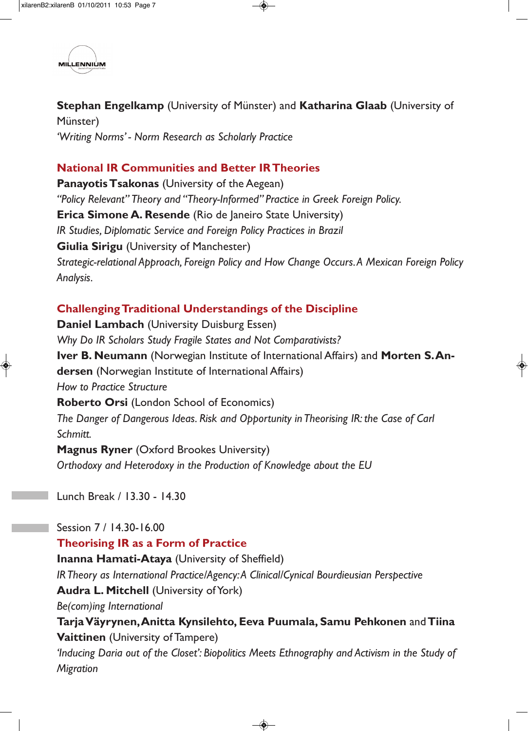**Stephan Engelkamp** (University of Münster) and **Katharina Glaab** (University of Münster)
*'Writing Norms' - Norm Research as Scholarly Practice*

## National IR Communities and Better IR Theories

**Panayotis Tsakonas** (University of the Aegean)
*"Policy Relevant" Theory and "Theory-Informed" Practice in Greek Foreign Policy.*
**Erica Simone A. Resende** (Rio de Janeiro State University)
*IR Studies, Diplomatic Service and Foreign Policy Practices in Brazil*
**Giulia Sirigu** (University of Manchester)
*Strategic-relational Approach, Foreign Policy and How Change Occurs. A Mexican Foreign Policy Analysis.*

## Challenging Traditional Understandings of the Discipline

**Daniel Lambach** (University Duisburg Essen)
*Why Do IR Scholars Study Fragile States and Not Comparativists?*
**Iver B. Neumann** (Norwegian Institute of International Affairs) and **Morten S. Andersen** (Norwegian Institute of International Affairs)
*How to Practice Structure*
**Roberto Orsi** (London School of Economics)
*The Danger of Dangerous Ideas. Risk and Opportunity in Theorising IR: the Case of Carl Schmitt.*
**Magnus Ryner** (Oxford Brookes University)
*Orthodoxy and Heterodoxy in the Production of Knowledge about the EU*

Lunch Break / 13.30 - 14.30

Session 7 / 14.30-16.00

## Theorising IR as a Form of Practice

**Inanna Hamati-Ataya** (University of Sheffield)
*IR Theory as International Practice/Agency: A Clinical/Cynical Bourdieusian Perspective*
**Audra L. Mitchell** (University of York)
*Be(com)ing International*
**Tarja Väyrynen, Anitta Kynsilehto, Eeva Puumala, Samu Pehkonen** and **Tiina Vaittinen** (University of Tampere)
*'Inducing Daria out of the Closet': Biopolitics Meets Ethnography and Activism in the Study of Migration*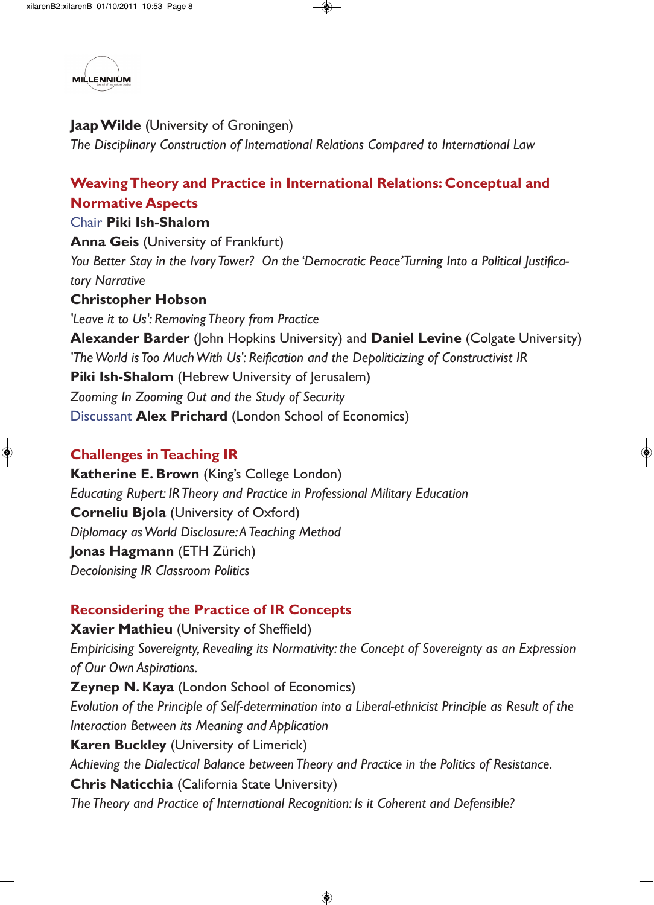**Jaap Wilde** (University of Groningen)
*The Disciplinary Construction of International Relations Compared to International Law*

## Weaving Theory and Practice in International Relations: Conceptual and Normative Aspects

Chair **Piki Ish-Shalom**
**Anna Geis** (University of Frankfurt)
*You Better Stay in the Ivory Tower? On the 'Democratic Peace' Turning Into a Political Justificatory Narrative*
**Christopher Hobson**
*'Leave it to Us': Removing Theory from Practice*
**Alexander Barder** (John Hopkins University) and **Daniel Levine** (Colgate University)
*'The World is Too Much With Us': Reification and the Depoliticizing of Constructivist IR*
**Piki Ish-Shalom** (Hebrew University of Jerusalem)
*Zooming In Zooming Out and the Study of Security*
Discussant **Alex Prichard** (London School of Economics)

## Challenges in Teaching IR

**Katherine E. Brown** (King's College London)
*Educating Rupert: IR Theory and Practice in Professional Military Education*
**Corneliu Bjola** (University of Oxford)
*Diplomacy as World Disclosure: A Teaching Method*
**Jonas Hagmann** (ETH Zürich)
*Decolonising IR Classroom Politics*

## Reconsidering the Practice of IR Concepts

**Xavier Mathieu** (University of Sheffield)
*Empiricising Sovereignty, Revealing its Normativity: the Concept of Sovereignty as an Expression of Our Own Aspirations.*
**Zeynep N. Kaya** (London School of Economics)
*Evolution of the Principle of Self-determination into a Liberal-ethnicist Principle as Result of the Interaction Between its Meaning and Application*
**Karen Buckley** (University of Limerick)
*Achieving the Dialectical Balance between Theory and Practice in the Politics of Resistance.*
**Chris Naticchia** (California State University)
*The Theory and Practice of International Recognition: Is it Coherent and Defensible?*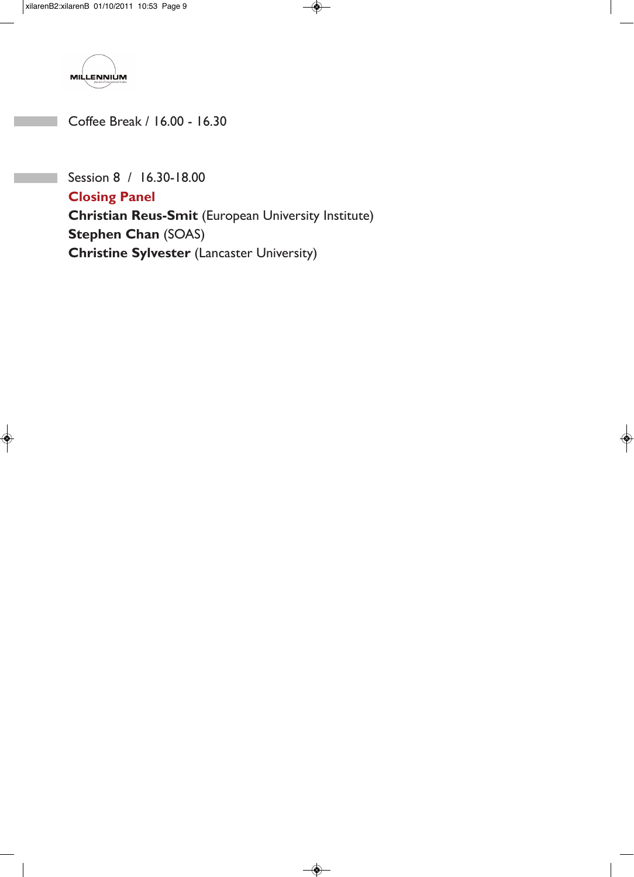Coffee Break / 16.00 - 16.30

Session 8 / 16.30-18.00

## Closing Panel

**Christian Reus-Smit** (European University Institute)
**Stephen Chan** (SOAS)
**Christine Sylvester** (Lancaster University)